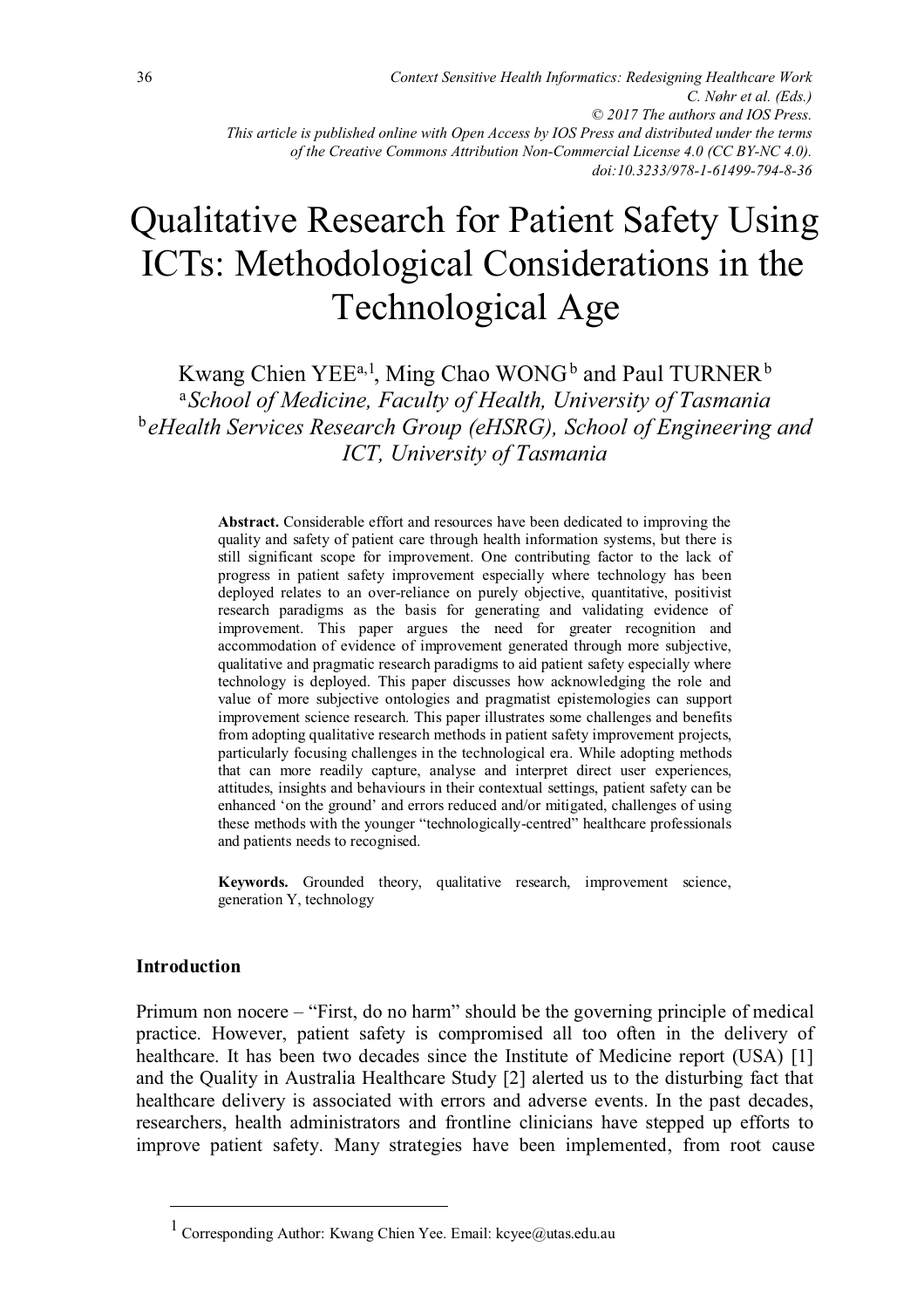*Context Sensitive Health Informatics: Redesigning Healthcare Work*
*C. Nøhr et al. (Eds.)*
*© 2017 The authors and IOS Press.*
*This article is published online with Open Access by IOS Press and distributed under the terms of the Creative Commons Attribution Non-Commercial License 4.0 (CC BY-NC 4.0).*
*doi:10.3233/978-1-61499-794-8-36*

# Qualitative Research for Patient Safety Using ICTs: Methodological Considerations in the Technological Age

Kwang Chien YEE[a,1], Ming Chao WONG[b] and Paul TURNER[b]

[a] *School of Medicine, Faculty of Health, University of Tasmania*
[b] *eHealth Services Research Group (eHSRG), School of Engineering and ICT, University of Tasmania*

**Abstract.** Considerable effort and resources have been dedicated to improving the quality and safety of patient care through health information systems, but there is still significant scope for improvement. One contributing factor to the lack of progress in patient safety improvement especially where technology has been deployed relates to an over-reliance on purely objective, quantitative, positivist research paradigms as the basis for generating and validating evidence of improvement. This paper argues the need for greater recognition and accommodation of evidence of improvement generated through more subjective, qualitative and pragmatic research paradigms to aid patient safety especially where technology is deployed. This paper discusses how acknowledging the role and value of more subjective ontologies and pragmatist epistemologies can support improvement science research. This paper illustrates some challenges and benefits from adopting qualitative research methods in patient safety improvement projects, particularly focusing challenges in the technological era. While adopting methods that can more readily capture, analyse and interpret direct user experiences, attitudes, insights and behaviours in their contextual settings, patient safety can be enhanced 'on the ground' and errors reduced and/or mitigated, challenges of using these methods with the younger "technologically-centred" healthcare professionals and patients needs to recognised.

**Keywords.** Grounded theory, qualitative research, improvement science, generation Y, technology

## Introduction

Primum non nocere – "First, do no harm" should be the governing principle of medical practice. However, patient safety is compromised all too often in the delivery of healthcare. It has been two decades since the Institute of Medicine report (USA) [1] and the Quality in Australia Healthcare Study [2] alerted us to the disturbing fact that healthcare delivery is associated with errors and adverse events. In the past decades, researchers, health administrators and frontline clinicians have stepped up efforts to improve patient safety. Many strategies have been implemented, from root cause

[1] Corresponding Author: Kwang Chien Yee. Email: kcyee@utas.edu.au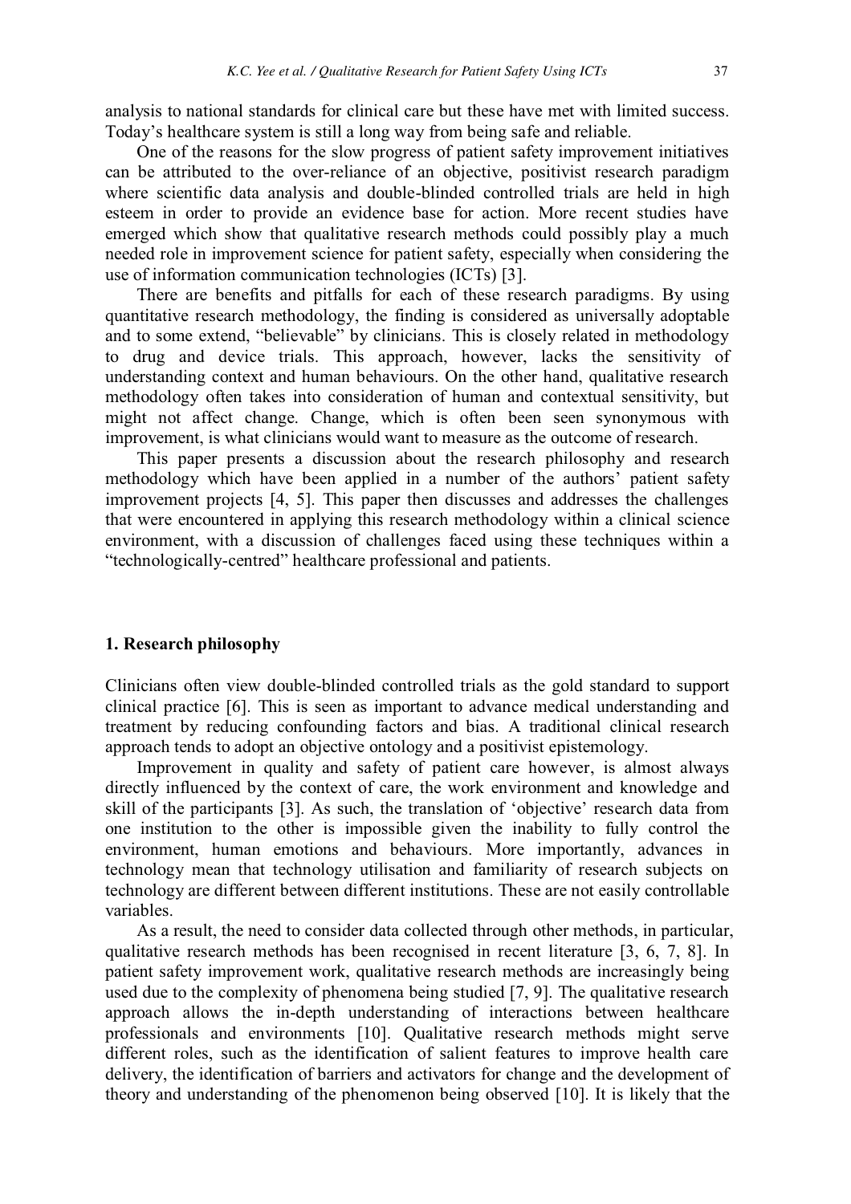analysis to national standards for clinical care but these have met with limited success. Today's healthcare system is still a long way from being safe and reliable.

One of the reasons for the slow progress of patient safety improvement initiatives can be attributed to the over-reliance of an objective, positivist research paradigm where scientific data analysis and double-blinded controlled trials are held in high esteem in order to provide an evidence base for action. More recent studies have emerged which show that qualitative research methods could possibly play a much needed role in improvement science for patient safety, especially when considering the use of information communication technologies (ICTs) [3].

There are benefits and pitfalls for each of these research paradigms. By using quantitative research methodology, the finding is considered as universally adoptable and to some extend, "believable" by clinicians. This is closely related in methodology to drug and device trials. This approach, however, lacks the sensitivity of understanding context and human behaviours. On the other hand, qualitative research methodology often takes into consideration of human and contextual sensitivity, but might not affect change. Change, which is often been seen synonymous with improvement, is what clinicians would want to measure as the outcome of research.

This paper presents a discussion about the research philosophy and research methodology which have been applied in a number of the authors' patient safety improvement projects [4, 5]. This paper then discusses and addresses the challenges that were encountered in applying this research methodology within a clinical science environment, with a discussion of challenges faced using these techniques within a "technologically-centred" healthcare professional and patients.

## 1. Research philosophy

Clinicians often view double-blinded controlled trials as the gold standard to support clinical practice [6]. This is seen as important to advance medical understanding and treatment by reducing confounding factors and bias. A traditional clinical research approach tends to adopt an objective ontology and a positivist epistemology.

Improvement in quality and safety of patient care however, is almost always directly influenced by the context of care, the work environment and knowledge and skill of the participants [3]. As such, the translation of 'objective' research data from one institution to the other is impossible given the inability to fully control the environment, human emotions and behaviours. More importantly, advances in technology mean that technology utilisation and familiarity of research subjects on technology are different between different institutions. These are not easily controllable variables.

As a result, the need to consider data collected through other methods, in particular, qualitative research methods has been recognised in recent literature [3, 6, 7, 8]. In patient safety improvement work, qualitative research methods are increasingly being used due to the complexity of phenomena being studied [7, 9]. The qualitative research approach allows the in-depth understanding of interactions between healthcare professionals and environments [10]. Qualitative research methods might serve different roles, such as the identification of salient features to improve health care delivery, the identification of barriers and activators for change and the development of theory and understanding of the phenomenon being observed [10]. It is likely that the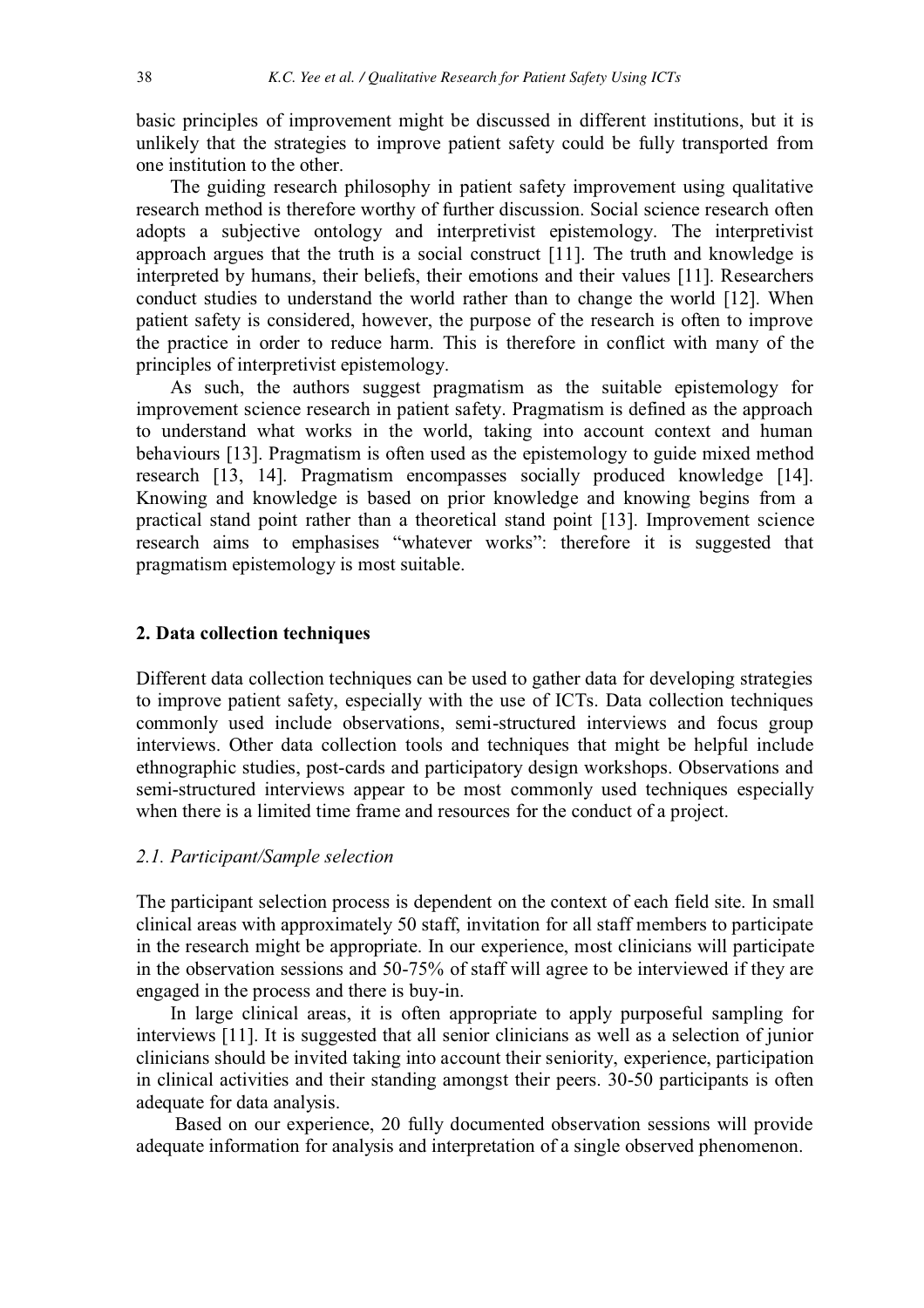basic principles of improvement might be discussed in different institutions, but it is unlikely that the strategies to improve patient safety could be fully transported from one institution to the other.

The guiding research philosophy in patient safety improvement using qualitative research method is therefore worthy of further discussion. Social science research often adopts a subjective ontology and interpretivist epistemology. The interpretivist approach argues that the truth is a social construct [11]. The truth and knowledge is interpreted by humans, their beliefs, their emotions and their values [11]. Researchers conduct studies to understand the world rather than to change the world [12]. When patient safety is considered, however, the purpose of the research is often to improve the practice in order to reduce harm. This is therefore in conflict with many of the principles of interpretivist epistemology.

As such, the authors suggest pragmatism as the suitable epistemology for improvement science research in patient safety. Pragmatism is defined as the approach to understand what works in the world, taking into account context and human behaviours [13]. Pragmatism is often used as the epistemology to guide mixed method research [13, 14]. Pragmatism encompasses socially produced knowledge [14]. Knowing and knowledge is based on prior knowledge and knowing begins from a practical stand point rather than a theoretical stand point [13]. Improvement science research aims to emphasises "whatever works": therefore it is suggested that pragmatism epistemology is most suitable.

## 2. Data collection techniques

Different data collection techniques can be used to gather data for developing strategies to improve patient safety, especially with the use of ICTs. Data collection techniques commonly used include observations, semi-structured interviews and focus group interviews. Other data collection tools and techniques that might be helpful include ethnographic studies, post-cards and participatory design workshops. Observations and semi-structured interviews appear to be most commonly used techniques especially when there is a limited time frame and resources for the conduct of a project.

### *2.1. Participant/Sample selection*

The participant selection process is dependent on the context of each field site. In small clinical areas with approximately 50 staff, invitation for all staff members to participate in the research might be appropriate. In our experience, most clinicians will participate in the observation sessions and 50-75% of staff will agree to be interviewed if they are engaged in the process and there is buy-in.

In large clinical areas, it is often appropriate to apply purposeful sampling for interviews [11]. It is suggested that all senior clinicians as well as a selection of junior clinicians should be invited taking into account their seniority, experience, participation in clinical activities and their standing amongst their peers. 30-50 participants is often adequate for data analysis.

Based on our experience, 20 fully documented observation sessions will provide adequate information for analysis and interpretation of a single observed phenomenon.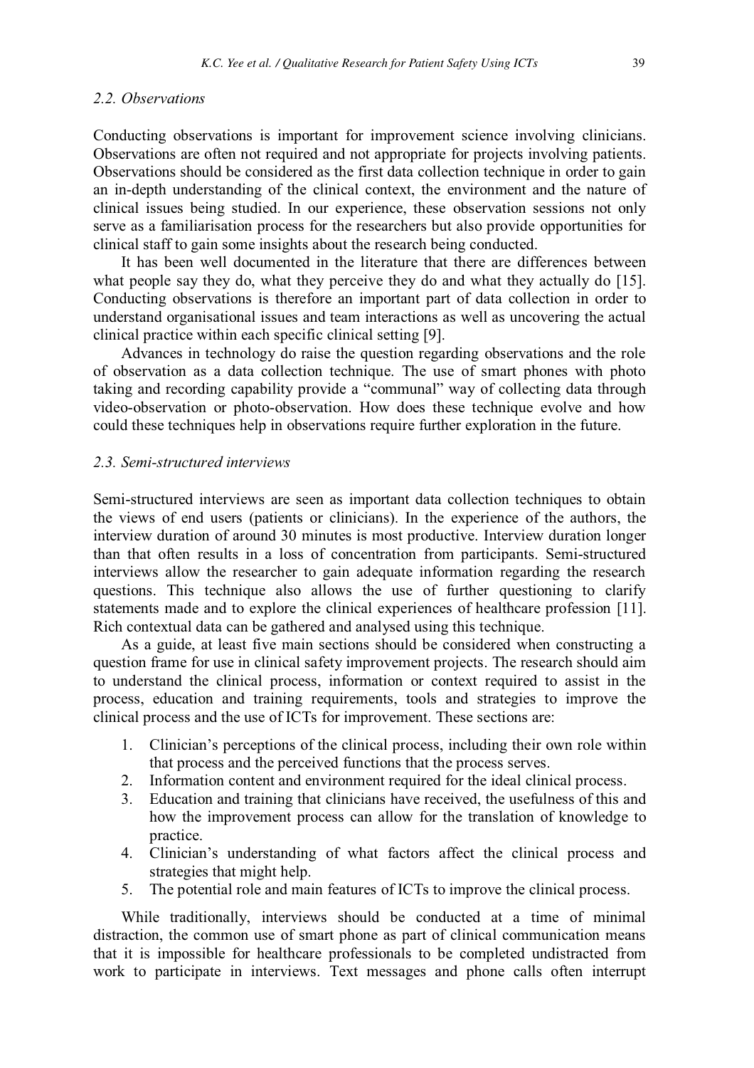### 2.2. Observations

Conducting observations is important for improvement science involving clinicians. Observations are often not required and not appropriate for projects involving patients. Observations should be considered as the first data collection technique in order to gain an in-depth understanding of the clinical context, the environment and the nature of clinical issues being studied. In our experience, these observation sessions not only serve as a familiarisation process for the researchers but also provide opportunities for clinical staff to gain some insights about the research being conducted.

It has been well documented in the literature that there are differences between what people say they do, what they perceive they do and what they actually do [15]. Conducting observations is therefore an important part of data collection in order to understand organisational issues and team interactions as well as uncovering the actual clinical practice within each specific clinical setting [9].

Advances in technology do raise the question regarding observations and the role of observation as a data collection technique. The use of smart phones with photo taking and recording capability provide a "communal" way of collecting data through video-observation or photo-observation. How does these technique evolve and how could these techniques help in observations require further exploration in the future.

### 2.3. Semi-structured interviews

Semi-structured interviews are seen as important data collection techniques to obtain the views of end users (patients or clinicians). In the experience of the authors, the interview duration of around 30 minutes is most productive. Interview duration longer than that often results in a loss of concentration from participants. Semi-structured interviews allow the researcher to gain adequate information regarding the research questions. This technique also allows the use of further questioning to clarify statements made and to explore the clinical experiences of healthcare profession [11]. Rich contextual data can be gathered and analysed using this technique.

As a guide, at least five main sections should be considered when constructing a question frame for use in clinical safety improvement projects. The research should aim to understand the clinical process, information or context required to assist in the process, education and training requirements, tools and strategies to improve the clinical process and the use of ICTs for improvement. These sections are:

1. Clinician's perceptions of the clinical process, including their own role within that process and the perceived functions that the process serves.
2. Information content and environment required for the ideal clinical process.
3. Education and training that clinicians have received, the usefulness of this and how the improvement process can allow for the translation of knowledge to practice.
4. Clinician's understanding of what factors affect the clinical process and strategies that might help.
5. The potential role and main features of ICTs to improve the clinical process.

While traditionally, interviews should be conducted at a time of minimal distraction, the common use of smart phone as part of clinical communication means that it is impossible for healthcare professionals to be completed undistracted from work to participate in interviews. Text messages and phone calls often interrupt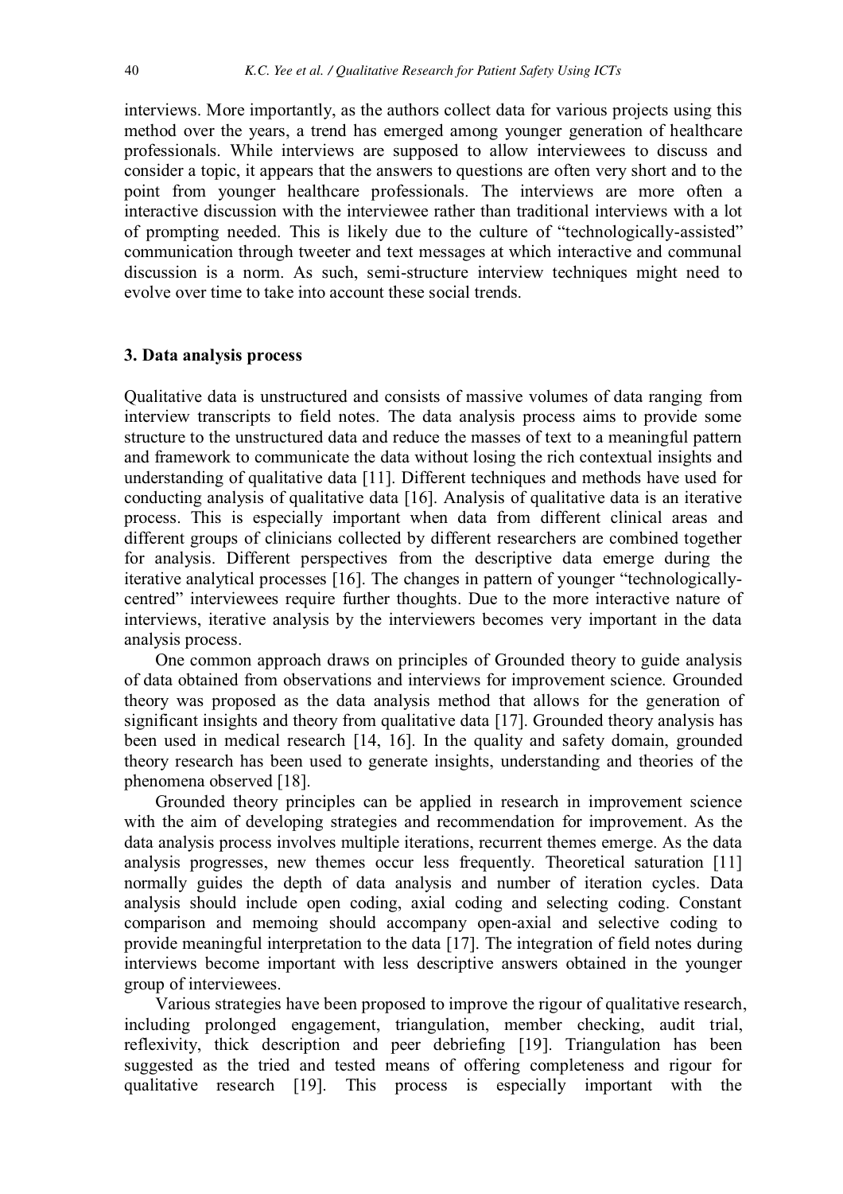interviews. More importantly, as the authors collect data for various projects using this method over the years, a trend has emerged among younger generation of healthcare professionals. While interviews are supposed to allow interviewees to discuss and consider a topic, it appears that the answers to questions are often very short and to the point from younger healthcare professionals. The interviews are more often a interactive discussion with the interviewee rather than traditional interviews with a lot of prompting needed. This is likely due to the culture of "technologically-assisted" communication through tweeter and text messages at which interactive and communal discussion is a norm. As such, semi-structure interview techniques might need to evolve over time to take into account these social trends.

## 3. Data analysis process

Qualitative data is unstructured and consists of massive volumes of data ranging from interview transcripts to field notes. The data analysis process aims to provide some structure to the unstructured data and reduce the masses of text to a meaningful pattern and framework to communicate the data without losing the rich contextual insights and understanding of qualitative data [11]. Different techniques and methods have used for conducting analysis of qualitative data [16]. Analysis of qualitative data is an iterative process. This is especially important when data from different clinical areas and different groups of clinicians collected by different researchers are combined together for analysis. Different perspectives from the descriptive data emerge during the iterative analytical processes [16]. The changes in pattern of younger "technologically-centred" interviewees require further thoughts. Due to the more interactive nature of interviews, iterative analysis by the interviewers becomes very important in the data analysis process.

One common approach draws on principles of Grounded theory to guide analysis of data obtained from observations and interviews for improvement science. Grounded theory was proposed as the data analysis method that allows for the generation of significant insights and theory from qualitative data [17]. Grounded theory analysis has been used in medical research [14, 16]. In the quality and safety domain, grounded theory research has been used to generate insights, understanding and theories of the phenomena observed [18].

Grounded theory principles can be applied in research in improvement science with the aim of developing strategies and recommendation for improvement. As the data analysis process involves multiple iterations, recurrent themes emerge. As the data analysis progresses, new themes occur less frequently. Theoretical saturation [11] normally guides the depth of data analysis and number of iteration cycles. Data analysis should include open coding, axial coding and selecting coding. Constant comparison and memoing should accompany open-axial and selective coding to provide meaningful interpretation to the data [17]. The integration of field notes during interviews become important with less descriptive answers obtained in the younger group of interviewees.

Various strategies have been proposed to improve the rigour of qualitative research, including prolonged engagement, triangulation, member checking, audit trial, reflexivity, thick description and peer debriefing [19]. Triangulation has been suggested as the tried and tested means of offering completeness and rigour for qualitative research [19]. This process is especially important with the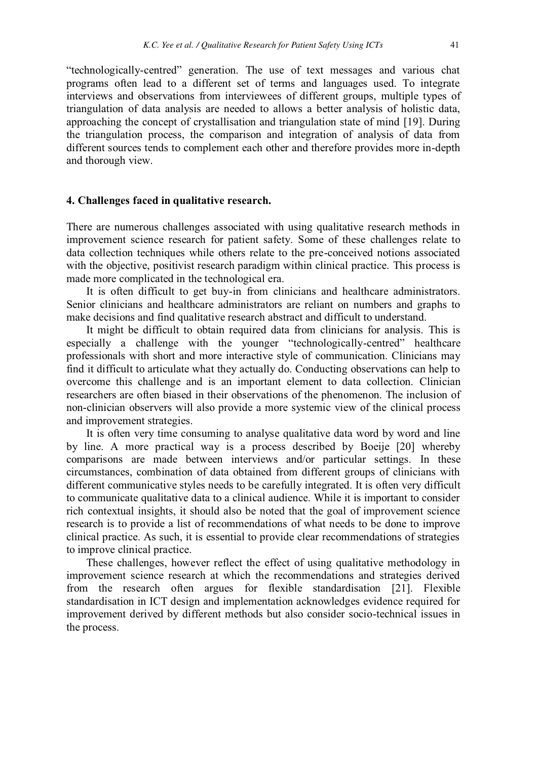"technologically-centred" generation. The use of text messages and various chat programs often lead to a different set of terms and languages used. To integrate interviews and observations from interviewees of different groups, multiple types of triangulation of data analysis are needed to allows a better analysis of holistic data, approaching the concept of crystallisation and triangulation state of mind [19]. During the triangulation process, the comparison and integration of analysis of data from different sources tends to complement each other and therefore provides more in-depth and thorough view.

## 4. Challenges faced in qualitative research.

There are numerous challenges associated with using qualitative research methods in improvement science research for patient safety. Some of these challenges relate to data collection techniques while others relate to the pre-conceived notions associated with the objective, positivist research paradigm within clinical practice. This process is made more complicated in the technological era.

It is often difficult to get buy-in from clinicians and healthcare administrators. Senior clinicians and healthcare administrators are reliant on numbers and graphs to make decisions and find qualitative research abstract and difficult to understand.

It might be difficult to obtain required data from clinicians for analysis. This is especially a challenge with the younger "technologically-centred" healthcare professionals with short and more interactive style of communication. Clinicians may find it difficult to articulate what they actually do. Conducting observations can help to overcome this challenge and is an important element to data collection. Clinician researchers are often biased in their observations of the phenomenon. The inclusion of non-clinician observers will also provide a more systemic view of the clinical process and improvement strategies.

It is often very time consuming to analyse qualitative data word by word and line by line. A more practical way is a process described by Boeije [20] whereby comparisons are made between interviews and/or particular settings. In these circumstances, combination of data obtained from different groups of clinicians with different communicative styles needs to be carefully integrated. It is often very difficult to communicate qualitative data to a clinical audience. While it is important to consider rich contextual insights, it should also be noted that the goal of improvement science research is to provide a list of recommendations of what needs to be done to improve clinical practice. As such, it is essential to provide clear recommendations of strategies to improve clinical practice.

These challenges, however reflect the effect of using qualitative methodology in improvement science research at which the recommendations and strategies derived from the research often argues for flexible standardisation [21]. Flexible standardisation in ICT design and implementation acknowledges evidence required for improvement derived by different methods but also consider socio-technical issues in the process.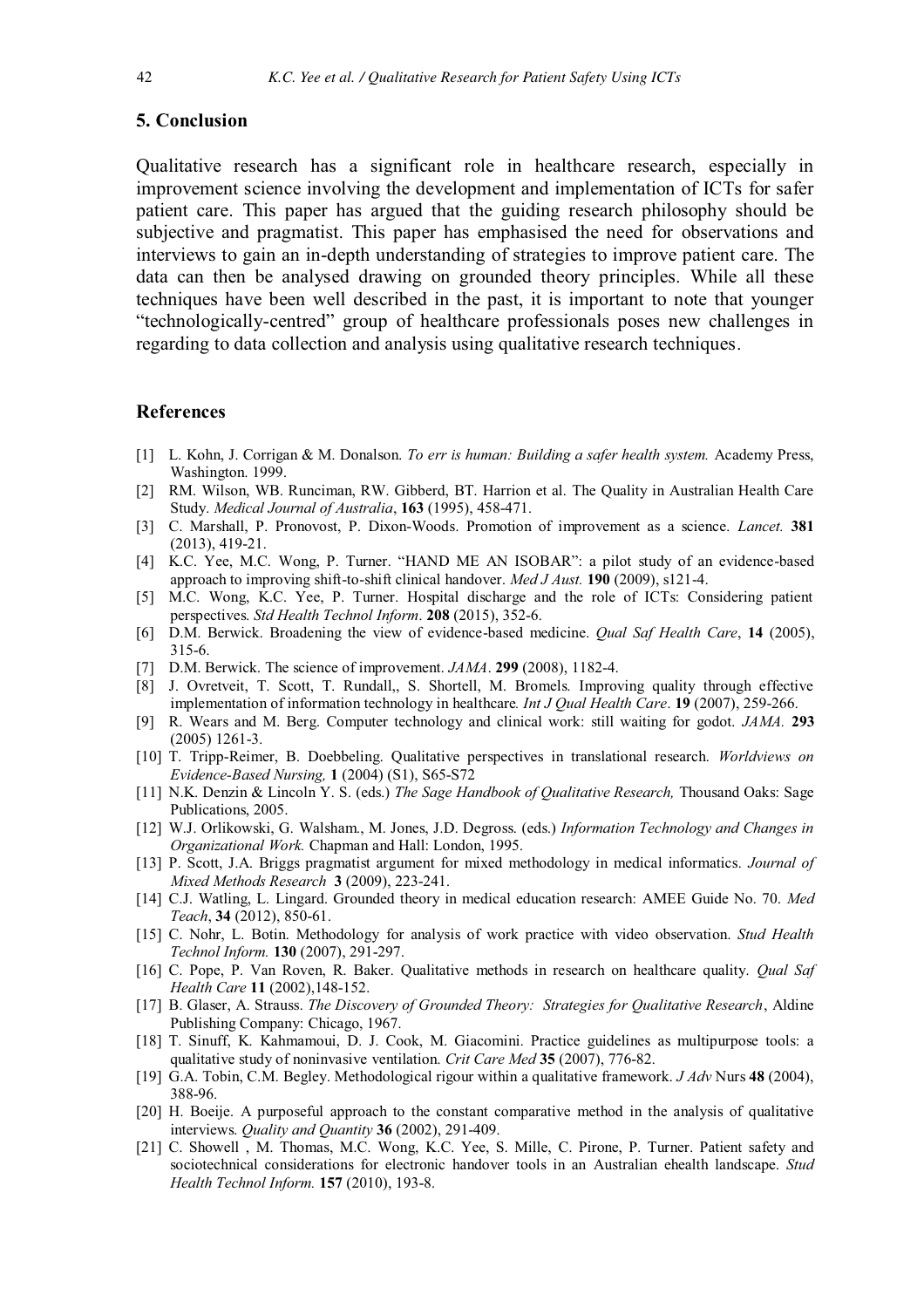## 5. Conclusion

Qualitative research has a significant role in healthcare research, especially in improvement science involving the development and implementation of ICTs for safer patient care. This paper has argued that the guiding research philosophy should be subjective and pragmatist. This paper has emphasised the need for observations and interviews to gain an in-depth understanding of strategies to improve patient care. The data can then be analysed drawing on grounded theory principles. While all these techniques have been well described in the past, it is important to note that younger "technologically-centred" group of healthcare professionals poses new challenges in regarding to data collection and analysis using qualitative research techniques.

## References

[1] L. Kohn, J. Corrigan & M. Donalson. *To err is human: Building a safer health system.* Academy Press, Washington. 1999.

[2] RM. Wilson, WB. Runciman, RW. Gibberd, BT. Harrion et al. The Quality in Australian Health Care Study. *Medical Journal of Australia*, **163** (1995), 458-471.

[3] C. Marshall, P. Pronovost, P. Dixon-Woods. Promotion of improvement as a science. *Lancet.* **381** (2013), 419-21.

[4] K.C. Yee, M.C. Wong, P. Turner. "HAND ME AN ISOBAR": a pilot study of an evidence-based approach to improving shift-to-shift clinical handover. *Med J Aust.* **190** (2009), s121-4.

[5] M.C. Wong, K.C. Yee, P. Turner. Hospital discharge and the role of ICTs: Considering patient perspectives. *Std Health Technol Inform*. **208** (2015), 352-6.

[6] D.M. Berwick. Broadening the view of evidence-based medicine. *Qual Saf Health Care*, **14** (2005), 315-6.

[7] D.M. Berwick. The science of improvement. *JAMA*. **299** (2008), 1182-4.

[8] J. Ovretveit, T. Scott, T. Rundall,, S. Shortell, M. Bromels. Improving quality through effective implementation of information technology in healthcare*. Int J Qual Health Care*. **19** (2007), 259-266.

[9] R. Wears and M. Berg. Computer technology and clinical work: still waiting for godot. *JAMA.* **293** (2005) 1261-3.

[10] T. Tripp-Reimer, B. Doebbeling. Qualitative perspectives in translational research. *Worldviews on Evidence-Based Nursing,* **1** (2004) (S1), S65-S72

[11] N.K. Denzin & Lincoln Y. S. (eds.) *The Sage Handbook of Qualitative Research,* Thousand Oaks: Sage Publications, 2005.

[12] W.J. Orlikowski, G. Walsham., M. Jones, J.D. Degross. (eds.) *Information Technology and Changes in Organizational Work.* Chapman and Hall: London, 1995.

[13] P. Scott, J.A. Briggs pragmatist argument for mixed methodology in medical informatics. *Journal of Mixed Methods Research* **3** (2009), 223-241.

[14] C.J. Watling, L. Lingard. Grounded theory in medical education research: AMEE Guide No. 70. *Med Teach*, **34** (2012), 850-61.

[15] C. Nohr, L. Botin. Methodology for analysis of work practice with video observation. *Stud Health Technol Inform.* **130** (2007), 291-297.

[16] C. Pope, P. Van Roven, R. Baker. Qualitative methods in research on healthcare quality. *Qual Saf Health Care* **11** (2002),148-152.

[17] B. Glaser, A. Strauss. *The Discovery of Grounded Theory: Strategies for Qualitative Research*, Aldine Publishing Company: Chicago, 1967.

[18] T. Sinuff, K. Kahmamoui, D. J. Cook, M. Giacomini. Practice guidelines as multipurpose tools: a qualitative study of noninvasive ventilation. *Crit Care Med* **35** (2007), 776-82.

[19] G.A. Tobin, C.M. Begley. Methodological rigour within a qualitative framework. *J Adv* Nurs **48** (2004), 388-96.

[20] H. Boeije. A purposeful approach to the constant comparative method in the analysis of qualitative interviews. *Quality and Quantity* **36** (2002), 291-409.

[21] C. Showell , M. Thomas, M.C. Wong, K.C. Yee, S. Mille, C. Pirone, P. Turner. Patient safety and sociotechnical considerations for electronic handover tools in an Australian ehealth landscape. *Stud Health Technol Inform.* **157** (2010), 193-8.